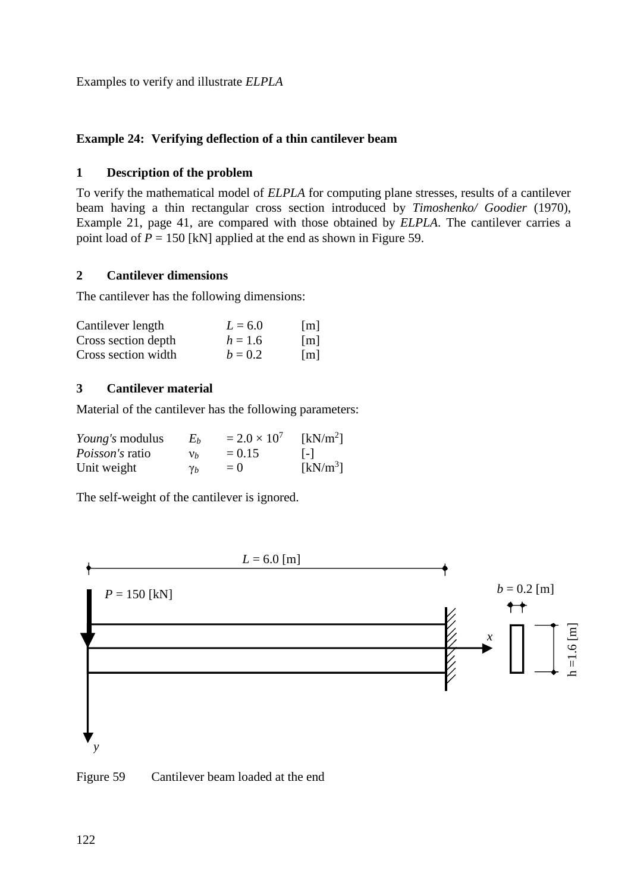# Example 24: Verifying deflection of a thin cantilever beam

## 1 Description of the problem

To verify the mathematical model of *ELPLA* for computing plane stresses, results of a cantilever beam having a thin rectangular cross section introduced by *Timoshenko/ Goodier* (1970), Example 21, page 41, are compared with those obtained by *ELPLA*. The cantilever carries a point load of $P$ = 150 [kN] applied at the end as shown in Figure 59.

## 2 Cantilever dimensions

The cantilever has the following dimensions:

| | | |
|---|---|---|
| Cantilever length | $L = 6.0$ | [m] |
| Cross section depth | $h = 1.6$ | [m] |
| Cross section width | $b = 0.2$ | [m] |

## 3 Cantilever material

Material of the cantilever has the following parameters:

| | | | |
|---|---|---|---|
| *Young's* modulus | $E_b$ | $= 2.0 \times 10^7$ | [kN/m$^2$] |
| *Poisson's* ratio | $\nu_b$ | $= 0.15$ | [-] |
| Unit weight | $\gamma_b$ | $= 0$ | [kN/m$^3$] |

The self-weight of the cantilever is ignored.

Figure 59 Cantilever beam loaded at the end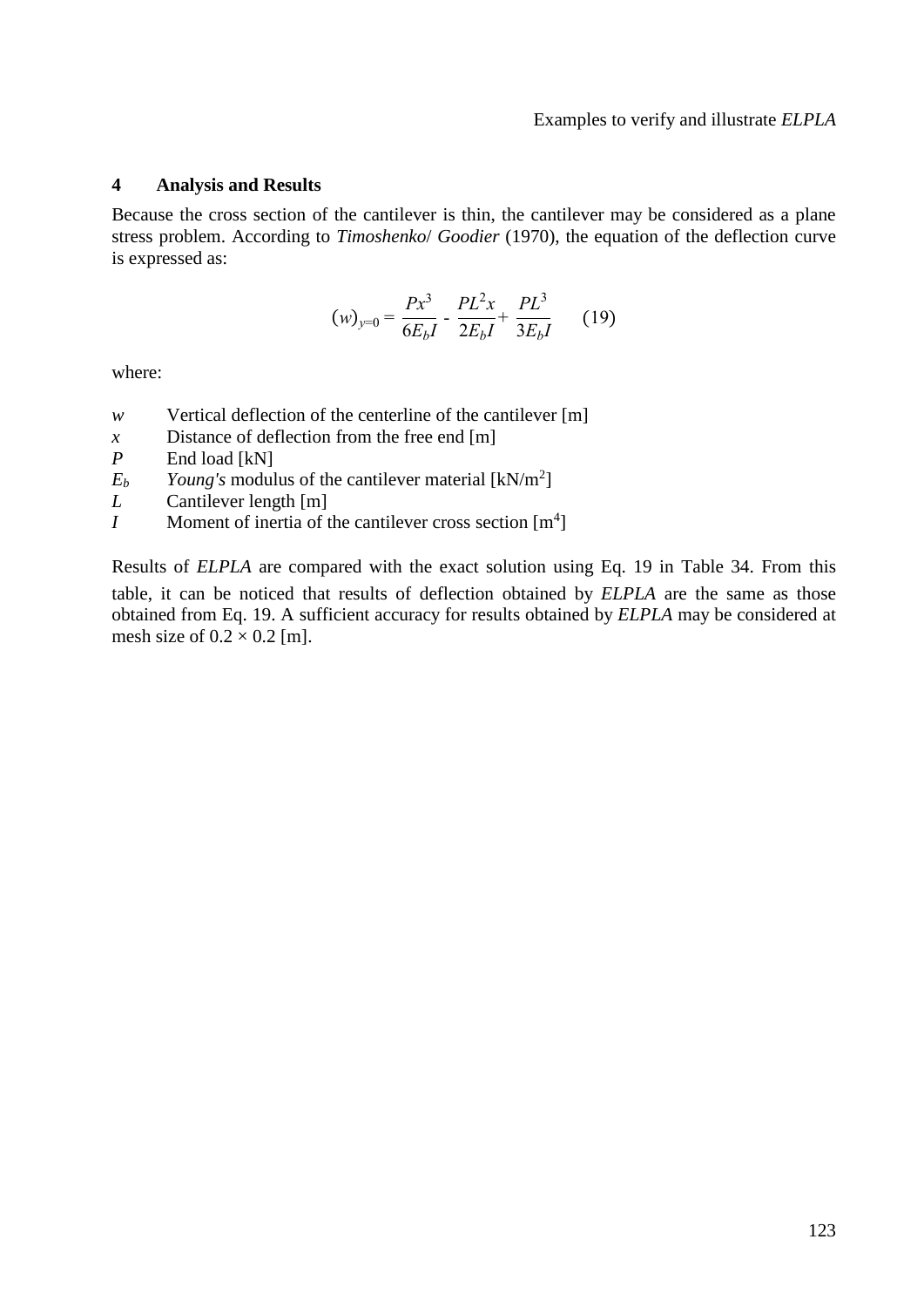## 4 Analysis and Results

Because the cross section of the cantilever is thin, the cantilever may be considered as a plane stress problem. According to *Timoshenko*/ *Goodier* (1970), the equation of the deflection curve is expressed as:

$$(w)_{y=0} = \frac{Px^3}{6E_bI} - \frac{PL^2x}{2E_bI} + \frac{PL^3}{3E_bI} \qquad (19)$$

where:

- $w$ Vertical deflection of the centerline of the cantilever [m]
- $x$ Distance of deflection from the free end [m]
- $P$ End load [kN]
- $E_b$ *Young's* modulus of the cantilever material [kN/m$^2$]
- $L$ Cantilever length [m]
- $I$ Moment of inertia of the cantilever cross section [m$^4$]

Results of *ELPLA* are compared with the exact solution using Eq. 19 in Table 34. From this table, it can be noticed that results of deflection obtained by *ELPLA* are the same as those obtained from Eq. 19. A sufficient accuracy for results obtained by *ELPLA* may be considered at mesh size of $0.2 \times 0.2$ [m].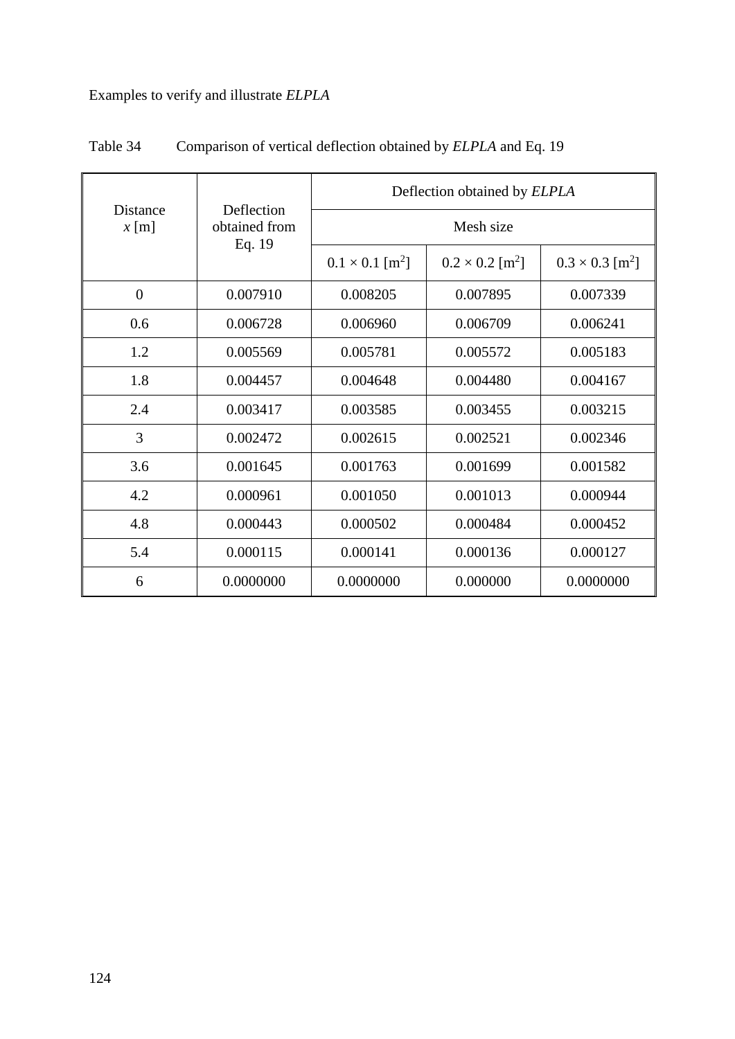Table 34 Comparison of vertical deflection obtained by *ELPLA* and Eq. 19

| Distance $x$ [m] | Deflection obtained from Eq. 19 | Deflection obtained by *ELPLA* | | |
|---|---|---|---|---|
| | | Mesh size | | |
| | | $0.1 \times 0.1$ [$m^2$] | $0.2 \times 0.2$ [$m^2$] | $0.3 \times 0.3$ [$m^2$] |
| 0 | 0.007910 | 0.008205 | 0.007895 | 0.007339 |
| 0.6 | 0.006728 | 0.006960 | 0.006709 | 0.006241 |
| 1.2 | 0.005569 | 0.005781 | 0.005572 | 0.005183 |
| 1.8 | 0.004457 | 0.004648 | 0.004480 | 0.004167 |
| 2.4 | 0.003417 | 0.003585 | 0.003455 | 0.003215 |
| 3 | 0.002472 | 0.002615 | 0.002521 | 0.002346 |
| 3.6 | 0.001645 | 0.001763 | 0.001699 | 0.001582 |
| 4.2 | 0.000961 | 0.001050 | 0.001013 | 0.000944 |
| 4.8 | 0.000443 | 0.000502 | 0.000484 | 0.000452 |
| 5.4 | 0.000115 | 0.000141 | 0.000136 | 0.000127 |
| 6 | 0.0000000 | 0.0000000 | 0.000000 | 0.0000000 |